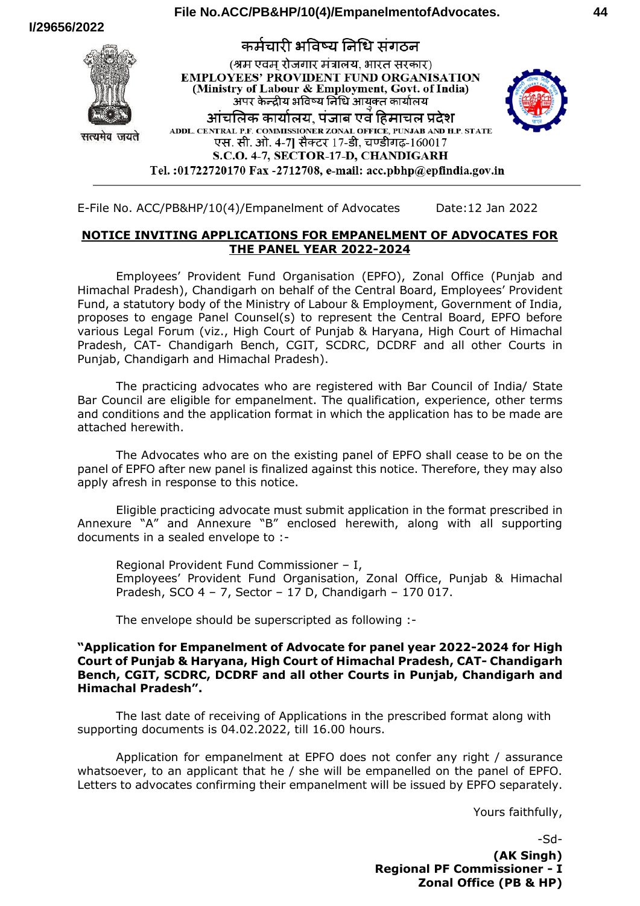कर्मचारी भविष्य निधि संगठन

(श्रम एवम् रोजगार मंत्रालय, भारत सरकार)

EMPLOYEES' PROVIDENT FUND ORGANISATION

(Ministry of Labour & Employment, Govt. of India)

अपर केन्द्रीय भविष्य निधि आयुक्त कार्यालय

आंचलिक कार्यालय, पंजाब एवं हिमाचल प्रदेश

ADDL. CENTRAL P.F. COMMISSIONER ZONAL OFFICE, PUNJAB AND H.P. STATE

एस. सी. ओ. 4-7] सैक्टर 17-डी, चण्डीगढ़-160017

S.C.O. 4-7, SECTOR-17-D, CHANDIGARH

Tel. :01722720170 Fax -2712708, e-mail: acc.pbhp@epfindia.gov.in

---

E-File No. ACC/PB&HP/10(4)/Empanelment of Advocates Date:12 Jan 2022

**NOTICE INVITING APPLICATIONS FOR EMPANELMENT OF ADVOCATES FOR THE PANEL YEAR 2022-2024**

Employees' Provident Fund Organisation (EPFO), Zonal Office (Punjab and Himachal Pradesh), Chandigarh on behalf of the Central Board, Employees' Provident Fund, a statutory body of the Ministry of Labour & Employment, Government of India, proposes to engage Panel Counsel(s) to represent the Central Board, EPFO before various Legal Forum (viz., High Court of Punjab & Haryana, High Court of Himachal Pradesh, CAT- Chandigarh Bench, CGIT, SCDRC, DCDRF and all other Courts in Punjab, Chandigarh and Himachal Pradesh).

The practicing advocates who are registered with Bar Council of India/ State Bar Council are eligible for empanelment. The qualification, experience, other terms and conditions and the application format in which the application has to be made are attached herewith.

The Advocates who are on the existing panel of EPFO shall cease to be on the panel of EPFO after new panel is finalized against this notice. Therefore, they may also apply afresh in response to this notice.

Eligible practicing advocate must submit application in the format prescribed in Annexure "A" and Annexure "B" enclosed herewith, along with all supporting documents in a sealed envelope to :-

Regional Provident Fund Commissioner – I,
Employees' Provident Fund Organisation, Zonal Office, Punjab & Himachal Pradesh, SCO 4 – 7, Sector – 17 D, Chandigarh – 170 017.

The envelope should be superscripted as following :-

**"Application for Empanelment of Advocate for panel year 2022-2024 for High Court of Punjab & Haryana, High Court of Himachal Pradesh, CAT- Chandigarh Bench, CGIT, SCDRC, DCDRF and all other Courts in Punjab, Chandigarh and Himachal Pradesh".**

The last date of receiving of Applications in the prescribed format along with supporting documents is 04.02.2022, till 16.00 hours.

Application for empanelment at EPFO does not confer any right / assurance whatsoever, to an applicant that he / she will be empanelled on the panel of EPFO. Letters to advocates confirming their empanelment will be issued by EPFO separately.

Yours faithfully,

-Sd-

**(AK Singh)**
**Regional PF Commissioner - I**
**Zonal Office (PB & HP)**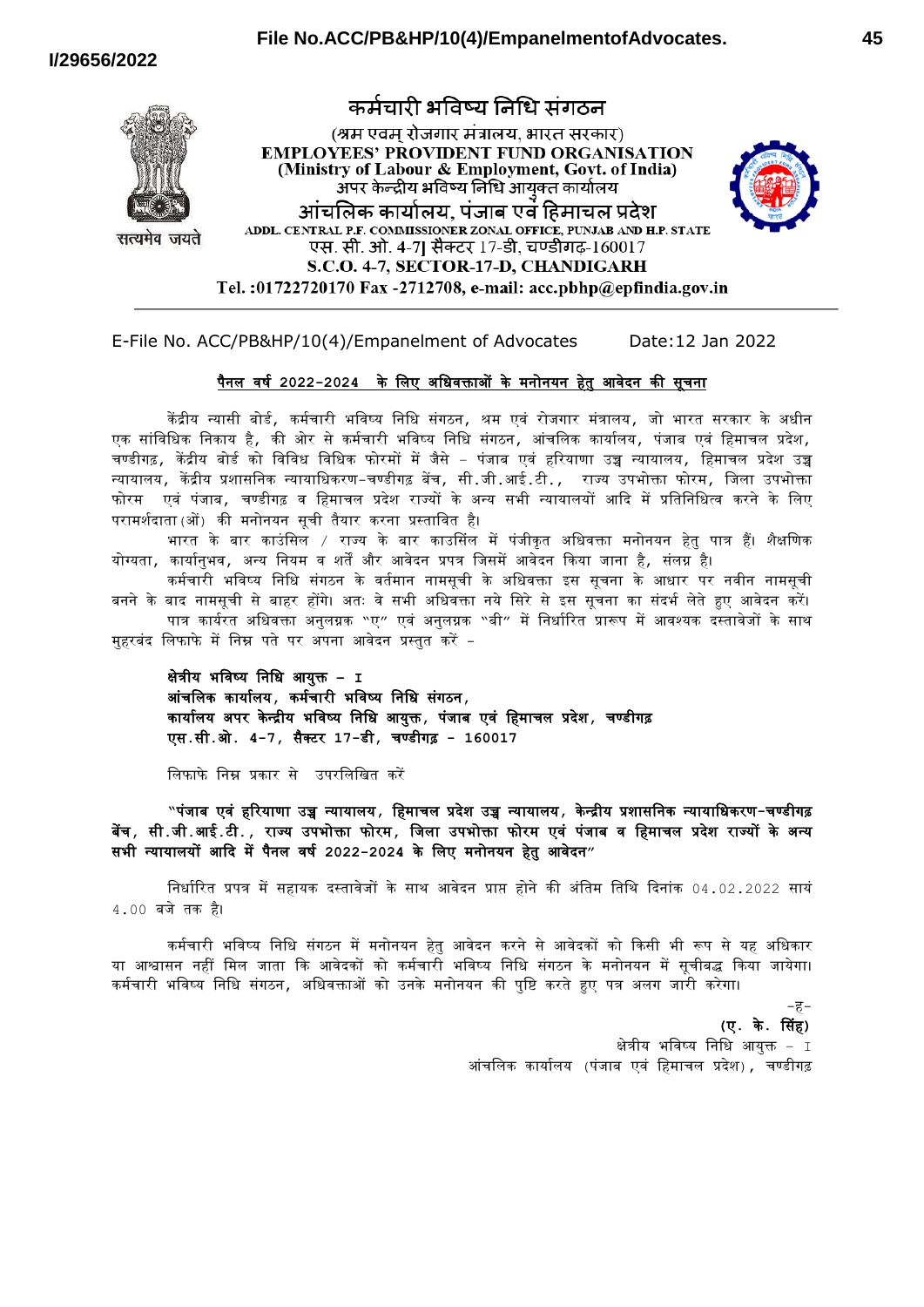# कर्मचारी भविष्य निधि संगठन

(श्रम एवम् रोजगार मंत्रालय, भारत सरकार)

**EMPLOYEES' PROVIDENT FUND ORGANISATION**

**(Ministry of Labour & Employment, Govt. of India)**

अपर केन्द्रीय भविष्य निधि आयुक्त कार्यालय

## आंचलिक कार्यालय, पंजाब एवं हिमाचल प्रदेश

ADDL. CENTRAL P.F. COMMISSIONER ZONAL OFFICE, PUNJAB AND H.P. STATE

एस. सी. ओ. 4-7] सैक्टर 17-डी, चण्डीगढ़-160017

**S.C.O. 4-7, SECTOR-17-D, CHANDIGARH**

**Tel. :01722720170 Fax -2712708, e-mail: acc.pbhp@epfindia.gov.in**

---

E-File No. ACC/PB&HP/10(4)/Empanelment of Advocates Date:12 Jan 2022

**पैनल वर्ष 2022-2024 के लिए अधिवक्ताओं के मनोनयन हेतु आवेदन की सूचना**

केंद्रीय न्यासी बोर्ड, कर्मचारी भविष्य निधि संगठन, श्रम एवं रोजगार मंत्रालय, जो भारत सरकार के अधीन एक सांविधिक निकाय है, की ओर से कर्मचारी भविष्य निधि संगठन, आंचलिक कार्यालय, पंजाब एवं हिमाचल प्रदेश, चण्डीगढ़, केंद्रीय बोर्ड को विविध विधिक फोरमों में जैसे - पंजाब एवं हरियाणा उच्च न्यायालय, हिमाचल प्रदेश उच्च न्यायालय, केंद्रीय प्रशासनिक न्यायाधिकरण-चण्डीगढ़ बेंच, सी.जी.आई.टी., राज्य उपभोक्ता फोरम, जिला उपभोक्ता फोरम एवं पंजाब, चण्डीगढ़ व हिमाचल प्रदेश राज्यों के अन्य सभी न्यायालयों आदि में प्रतिनिधित्व करने के लिए परामर्शदाता(ओं) की मनोनयन सूची तैयार करना प्रस्तावित है।

भारत के बार काउंसिल / राज्य के बार काउंसिल में पंजीकृत अधिवक्ता मनोनयन हेतु पात्र हैं। शैक्षणिक योग्यता, कार्यानुभव, अन्य नियम व शर्तें और आवेदन प्रपत्र जिसमें आवेदन किया जाना है, संलग्न है।

कर्मचारी भविष्य निधि संगठन के वर्तमान नामसूची के अधिवक्ता इस सूचना के आधार पर नवीन नामसूची बनने के बाद नामसूची से बाहर होंगे। अतः वे सभी अधिवक्ता नये सिरे से इस सूचना का संदर्भ लेते हुए आवेदन करें।

पात्र कार्यरत अधिवक्ता अनुलग्नक "ए" एवं अनुलग्नक "बी" में निर्धारित प्रारूप में आवश्यक दस्तावेजों के साथ मुहरबंद लिफाफे में निम्न पते पर अपना आवेदन प्रस्तुत करें -

**क्षेत्रीय भविष्य निधि आयुक्त - I**
**आंचलिक कार्यालय, कर्मचारी भविष्य निधि संगठन,**
**कार्यालय अपर केन्द्रीय भविष्य निधि आयुक्त, पंजाब एवं हिमाचल प्रदेश, चण्डीगढ़**
**एस.सी.ओ. 4-7, सैक्टर 17-डी, चण्डीगढ़ - 160017**

लिफाके निम्न प्रकार से उपरलिखित करें

**"पंजाब एवं हरियाणा उच्च न्यायालय, हिमाचल प्रदेश उच्च न्यायालय, केन्द्रीय प्रशासनिक न्यायाधिकरण-चण्डीगढ़ बेंच, सी.जी.आई.टी., राज्य उपभोक्ता फोरम, जिला उपभोक्ता फोरम एवं पंजाब व हिमाचल प्रदेश राज्यों के अन्य सभी न्यायालयों आदि में पैनल वर्ष 2022-2024 के लिए मनोनयन हेतु आवेदन"**

निर्धारित प्रपत्र में सहायक दस्तावेजों के साथ आवेदन प्राप्त होने की अंतिम तिथि दिनांक 04.02.2022 सायं 4.00 बजे तक है।

कर्मचारी भविष्य निधि संगठन में मनोनयन हेतु आवेदन करने से आवेदकों को किसी भी रूप से यह अधिकार या आश्वासन नहीं मिल जाता कि आवेदकों को कर्मचारी भविष्य निधि संगठन के मनोनयन में सूचीबद्ध किया जायेगा। कर्मचारी भविष्य निधि संगठन, अधिवक्ताओं को उनके मनोनयन की पुष्टि करते हुए पत्र अलग जारी करेगा।

-ह-
**(ए. के. सिंह)**
क्षेत्रीय भविष्य निधि आयुक्त - I
आंचलिक कार्यालय (पंजाब एवं हिमाचल प्रदेश), चण्डीगढ़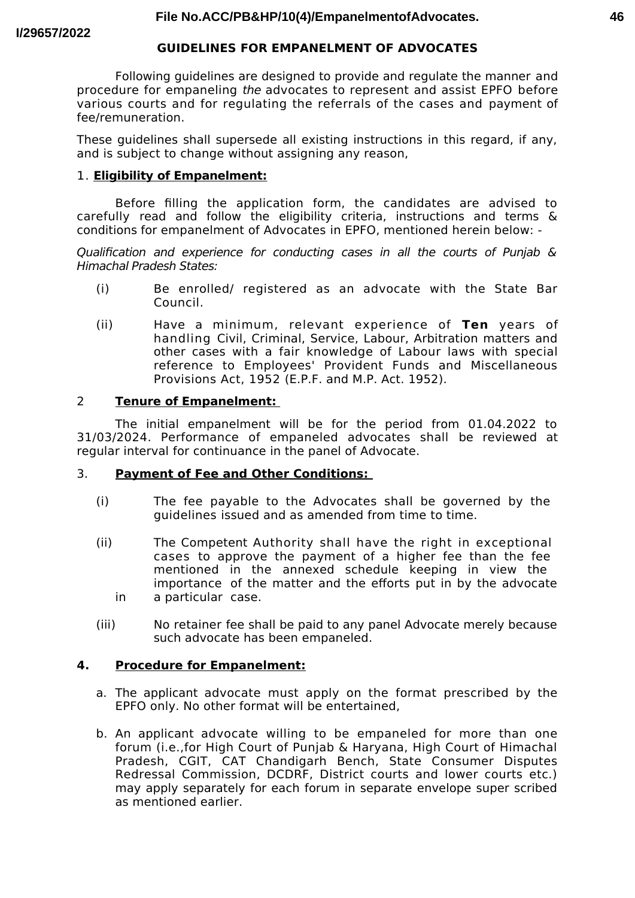## GUIDELINES FOR EMPANELMENT OF ADVOCATES

Following guidelines are designed to provide and regulate the manner and procedure for empaneling *the* advocates to represent and assist EPFO before various courts and for regulating the referrals of the cases and payment of fee/remuneration.

These guidelines shall supersede all existing instructions in this regard, if any, and is subject to change without assigning any reason,

### 1. Eligibility of Empanelment:

Before filling the application form, the candidates are advised to carefully read and follow the eligibility criteria, instructions and terms & conditions for empanelment of Advocates in EPFO, mentioned herein below: -

*Qualification and experience for conducting cases in all the courts of Punjab & Himachal Pradesh States:*

(i) Be enrolled/ registered as an advocate with the State Bar Council.

(ii) Have a minimum, relevant experience of **Ten** years of handling Civil, Criminal, Service, Labour, Arbitration matters and other cases with a fair knowledge of Labour laws with special reference to Employees' Provident Funds and Miscellaneous Provisions Act, 1952 (E.P.F. and M.P. Act. 1952).

### 2 Tenure of Empanelment:

The initial empanelment will be for the period from 01.04.2022 to 31/03/2024. Performance of empaneled advocates shall be reviewed at regular interval for continuance in the panel of Advocate.

### 3. Payment of Fee and Other Conditions:

(i) The fee payable to the Advocates shall be governed by the guidelines issued and as amended from time to time.

(ii) The Competent Authority shall have the right in exceptional cases to approve the payment of a higher fee than the fee mentioned in the annexed schedule keeping in view the importance of the matter and the efforts put in by the advocate in a particular case.

(iii) No retainer fee shall be paid to any panel Advocate merely because such advocate has been empaneled.

### 4. Procedure for Empanelment:

a. The applicant advocate must apply on the format prescribed by the EPFO only. No other format will be entertained,

b. An applicant advocate willing to be empaneled for more than one forum (i.e.,for High Court of Punjab & Haryana, High Court of Himachal Pradesh, CGIT, CAT Chandigarh Bench, State Consumer Disputes Redressal Commission, DCDRF, District courts and lower courts etc.) may apply separately for each forum in separate envelope super scribed as mentioned earlier.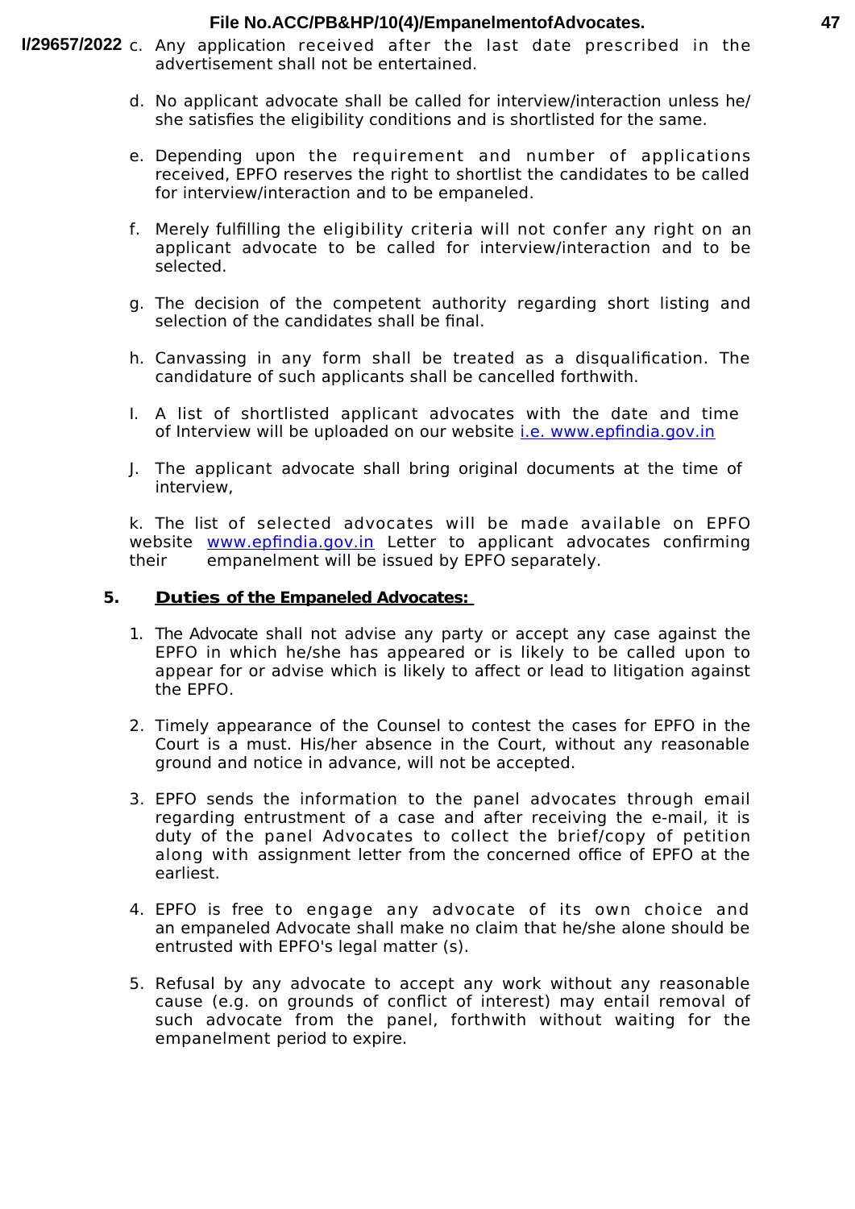c. Any application received after the last date prescribed in the advertisement shall not be entertained.

d. No applicant advocate shall be called for interview/interaction unless he/ she satisfies the eligibility conditions and is shortlisted for the same.

e. Depending upon the requirement and number of applications received, EPFO reserves the right to shortlist the candidates to be called for interview/interaction and to be empaneled.

f. Merely fulfilling the eligibility criteria will not confer any right on an applicant advocate to be called for interview/interaction and to be selected.

g. The decision of the competent authority regarding short listing and selection of the candidates shall be final.

h. Canvassing in any form shall be treated as a disqualification. The candidature of such applicants shall be cancelled forthwith.

I. A list of shortlisted applicant advocates with the date and time of Interview will be uploaded on our website i.e. www.epfindia.gov.in

J. The applicant advocate shall bring original documents at the time of interview,

k. The list of selected advocates will be made available on EPFO website www.epfindia.gov.in Letter to applicant advocates confirming their empanelment will be issued by EPFO separately.

**5. Duties of the Empaneled Advocates:**

1. The Advocate shall not advise any party or accept any case against the EPFO in which he/she has appeared or is likely to be called upon to appear for or advise which is likely to affect or lead to litigation against the EPFO.

2. Timely appearance of the Counsel to contest the cases for EPFO in the Court is a must. His/her absence in the Court, without any reasonable ground and notice in advance, will not be accepted.

3. EPFO sends the information to the panel advocates through email regarding entrustment of a case and after receiving the e-mail, it is duty of the panel Advocates to collect the brief/copy of petition along with assignment letter from the concerned office of EPFO at the earliest.

4. EPFO is free to engage any advocate of its own choice and an empaneled Advocate shall make no claim that he/she alone should be entrusted with EPFO's legal matter (s).

5. Refusal by any advocate to accept any work without any reasonable cause (e.g. on grounds of conflict of interest) may entail removal of such advocate from the panel, forthwith without waiting for the empanelment period to expire.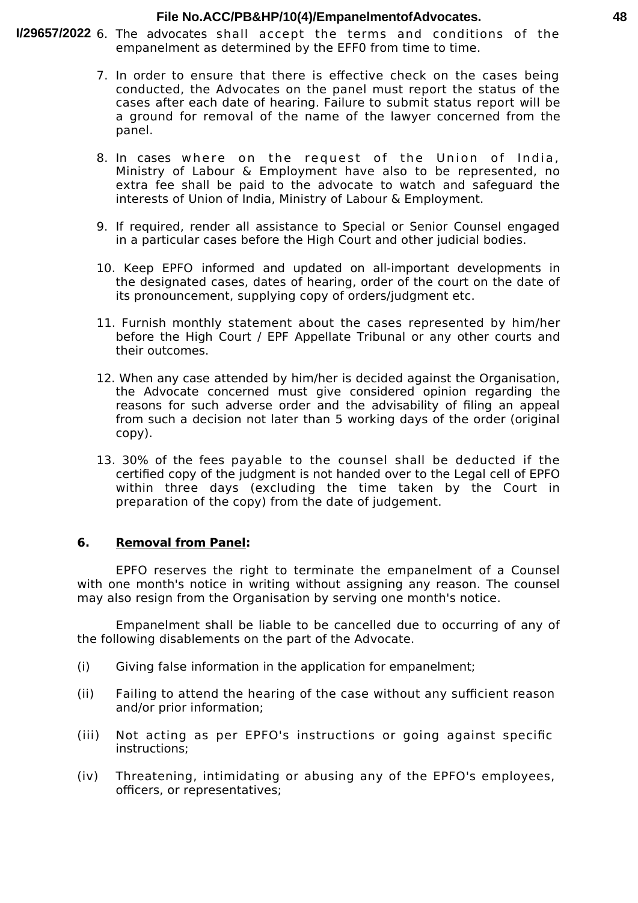6. The advocates shall accept the terms and conditions of the empanelment as determined by the EFF0 from time to time.

7. In order to ensure that there is effective check on the cases being conducted, the Advocates on the panel must report the status of the cases after each date of hearing. Failure to submit status report will be a ground for removal of the name of the lawyer concerned from the panel.

8. In cases where on the request of the Union of India, Ministry of Labour & Employment have also to be represented, no extra fee shall be paid to the advocate to watch and safeguard the interests of Union of India, Ministry of Labour & Employment.

9. If required, render all assistance to Special or Senior Counsel engaged in a particular cases before the High Court and other judicial bodies.

10. Keep EPFO informed and updated on all-important developments in the designated cases, dates of hearing, order of the court on the date of its pronouncement, supplying copy of orders/judgment etc.

11. Furnish monthly statement about the cases represented by him/her before the High Court / EPF Appellate Tribunal or any other courts and their outcomes.

12. When any case attended by him/her is decided against the Organisation, the Advocate concerned must give considered opinion regarding the reasons for such adverse order and the advisability of filing an appeal from such a decision not later than 5 working days of the order (original copy).

13. 30% of the fees payable to the counsel shall be deducted if the certified copy of the judgment is not handed over to the Legal cell of EPFO within three days (excluding the time taken by the Court in preparation of the copy) from the date of judgement.

**6. Removal from Panel:**

EPFO reserves the right to terminate the empanelment of a Counsel with one month's notice in writing without assigning any reason. The counsel may also resign from the Organisation by serving one month's notice.

Empanelment shall be liable to be cancelled due to occurring of any of the following disablements on the part of the Advocate.

(i) Giving false information in the application for empanelment;

(ii) Failing to attend the hearing of the case without any sufficient reason and/or prior information;

(iii) Not acting as per EPFO's instructions or going against specific instructions;

(iv) Threatening, intimidating or abusing any of the EPFO's employees, officers, or representatives;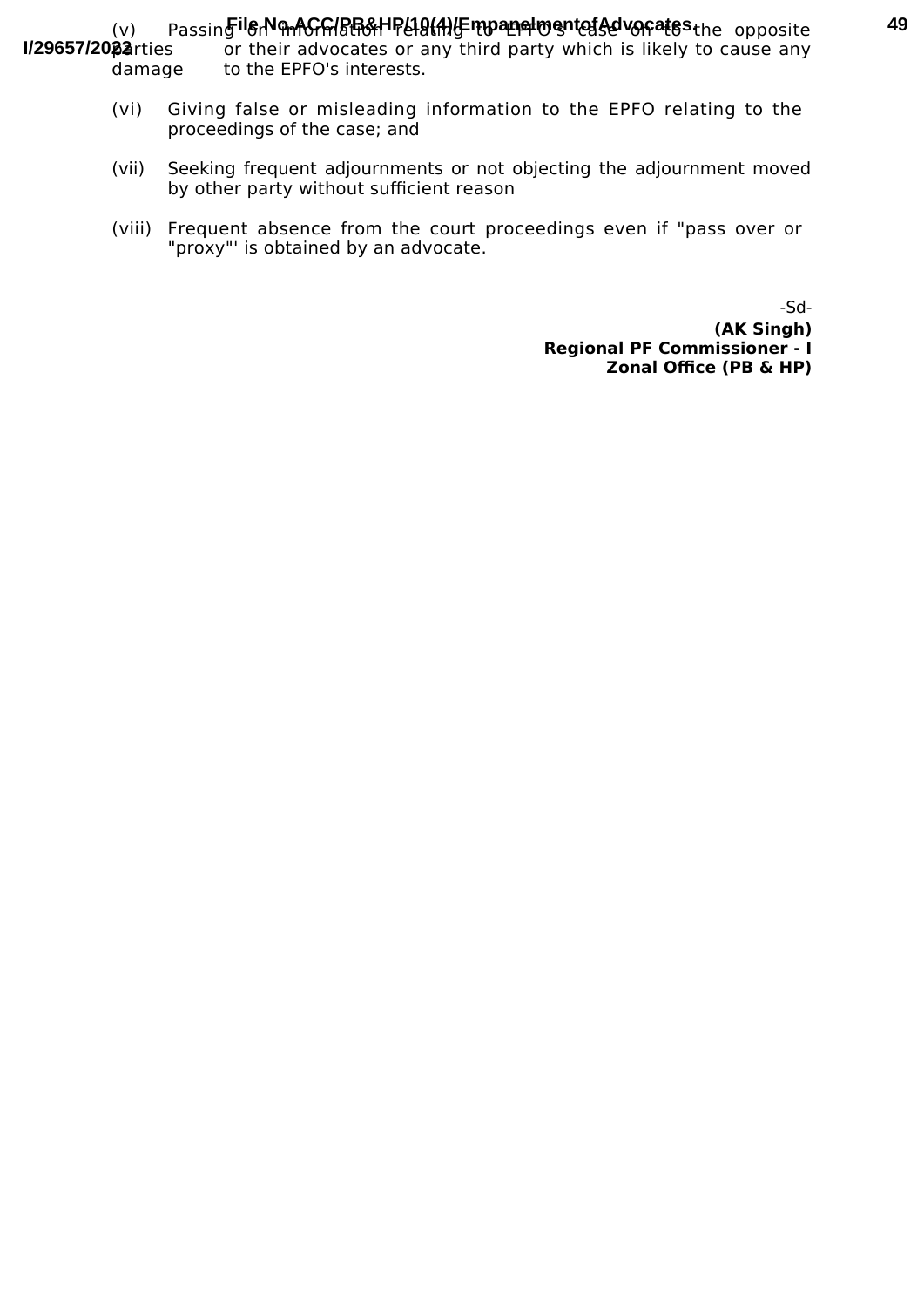(v) Passing on information relating to EPFO's case on to the opposite parties or their advocates or any third party which is likely to cause any damage to the EPFO's interests.

(vi) Giving false or misleading information to the EPFO relating to the proceedings of the case; and

(vii) Seeking frequent adjournments or not objecting the adjournment moved by other party without sufficient reason

(viii) Frequent absence from the court proceedings even if "pass over or "proxy"' is obtained by an advocate.

-Sd-

**(AK Singh)**
**Regional PF Commissioner - I**
**Zonal Office (PB & HP)**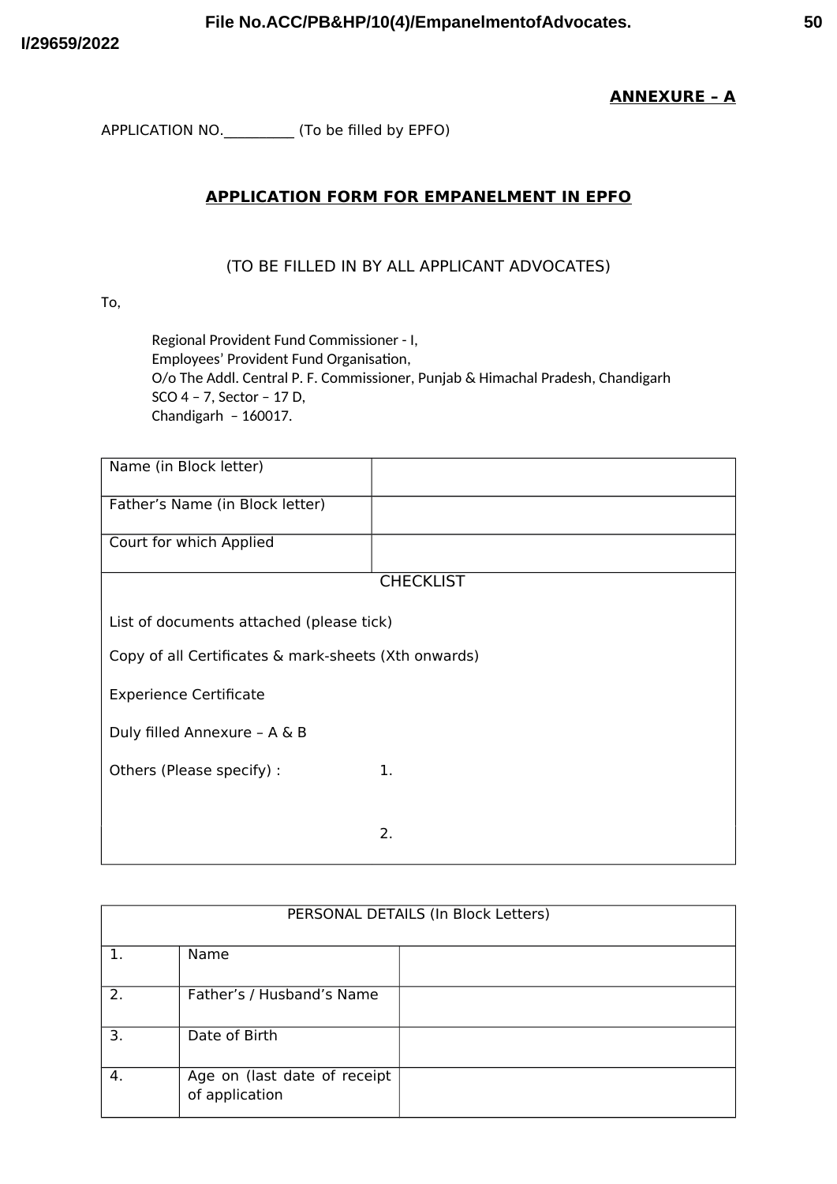**ANNEXURE – A**

APPLICATION NO.\_\_\_\_\_\_\_\_\_\_ (To be filled by EPFO)

## APPLICATION FORM FOR EMPANELMENT IN EPFO

(TO BE FILLED IN BY ALL APPLICANT ADVOCATES)

To,

Regional Provident Fund Commissioner - I,
Employees' Provident Fund Organisation,
O/o The Addl. Central P. F. Commissioner, Punjab & Himachal Pradesh, Chandigarh
SCO 4 – 7, Sector – 17 D,
Chandigarh – 160017.

| | |
|---|---|
| Name (in Block letter) | |
| Father's Name (in Block letter) | |
| Court for which Applied | |
| CHECKLIST | |
| List of documents attached (please tick) | |
| Copy of all Certificates & mark-sheets (Xth onwards) | |
| Experience Certificate | |
| Duly filled Annexure – A & B | |
| Others (Please specify) : | 1. |
| | 2. |

| PERSONAL DETAILS (In Block Letters) | | |
|---|---|---|
| 1. | Name | |
| 2. | Father's / Husband's Name | |
| 3. | Date of Birth | |
| 4. | Age on (last date of receipt of application | |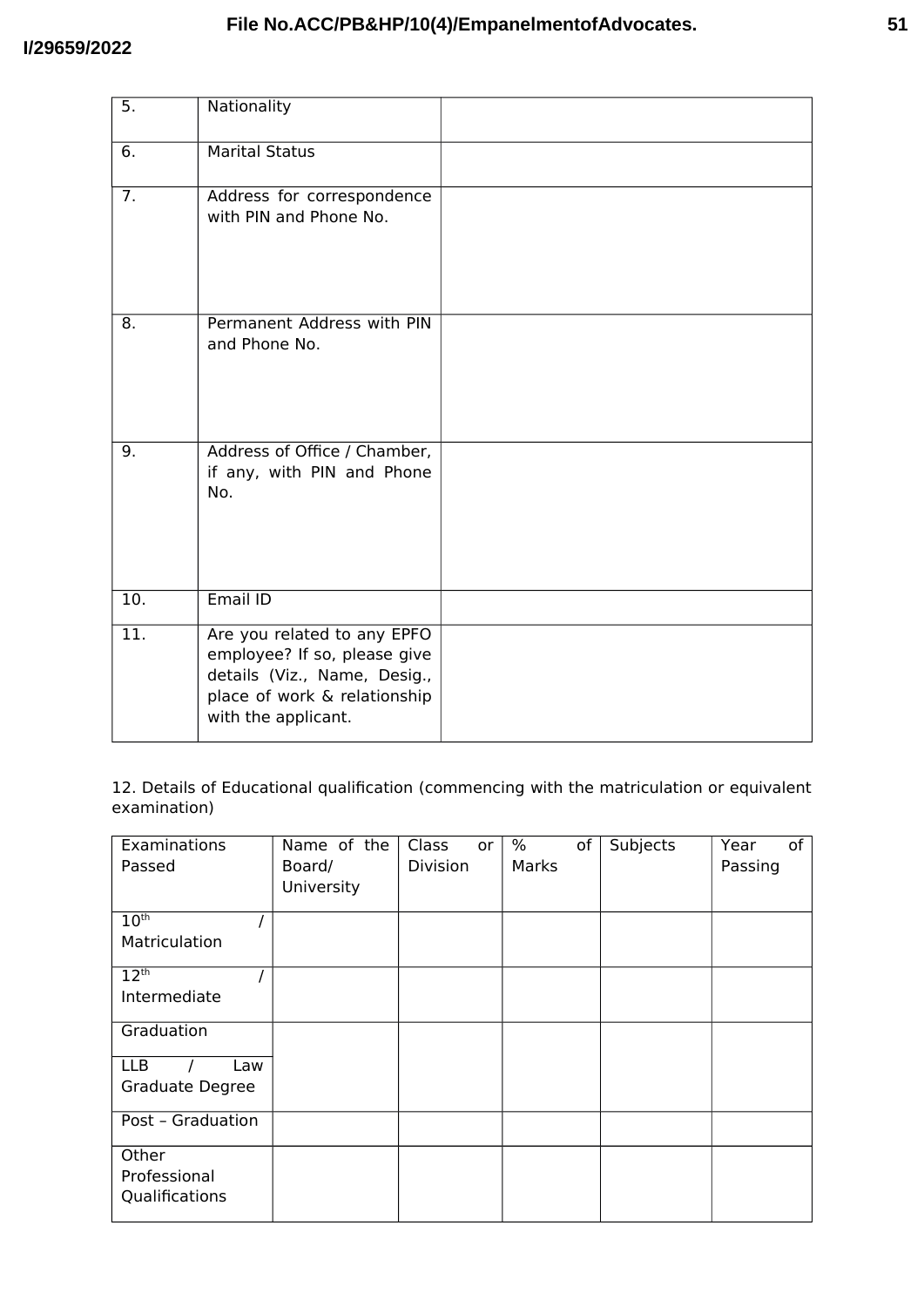| 5. | Nationality | |
|---|---|---|
| 6. | Marital Status | |
| 7. | Address for correspondence with PIN and Phone No. | |
| 8. | Permanent Address with PIN and Phone No. | |
| 9. | Address of Office / Chamber, if any, with PIN and Phone No. | |
| 10. | Email ID | |
| 11. | Are you related to any EPFO employee? If so, please give details (Viz., Name, Desig., place of work & relationship with the applicant. | |

12. Details of Educational qualification (commencing with the matriculation or equivalent examination)

| Examinations Passed | Name of the Board/ University | Class or Division | % of Marks | Subjects | Year of Passing |
|---|---|---|---|---|---|
| 10th / Matriculation | | | | | |
| 12th / Intermediate | | | | | |
| Graduation | | | | | |
| LLB / Law Graduate Degree | | | | | |
| Post – Graduation | | | | | |
| Other Professional Qualifications | | | | | |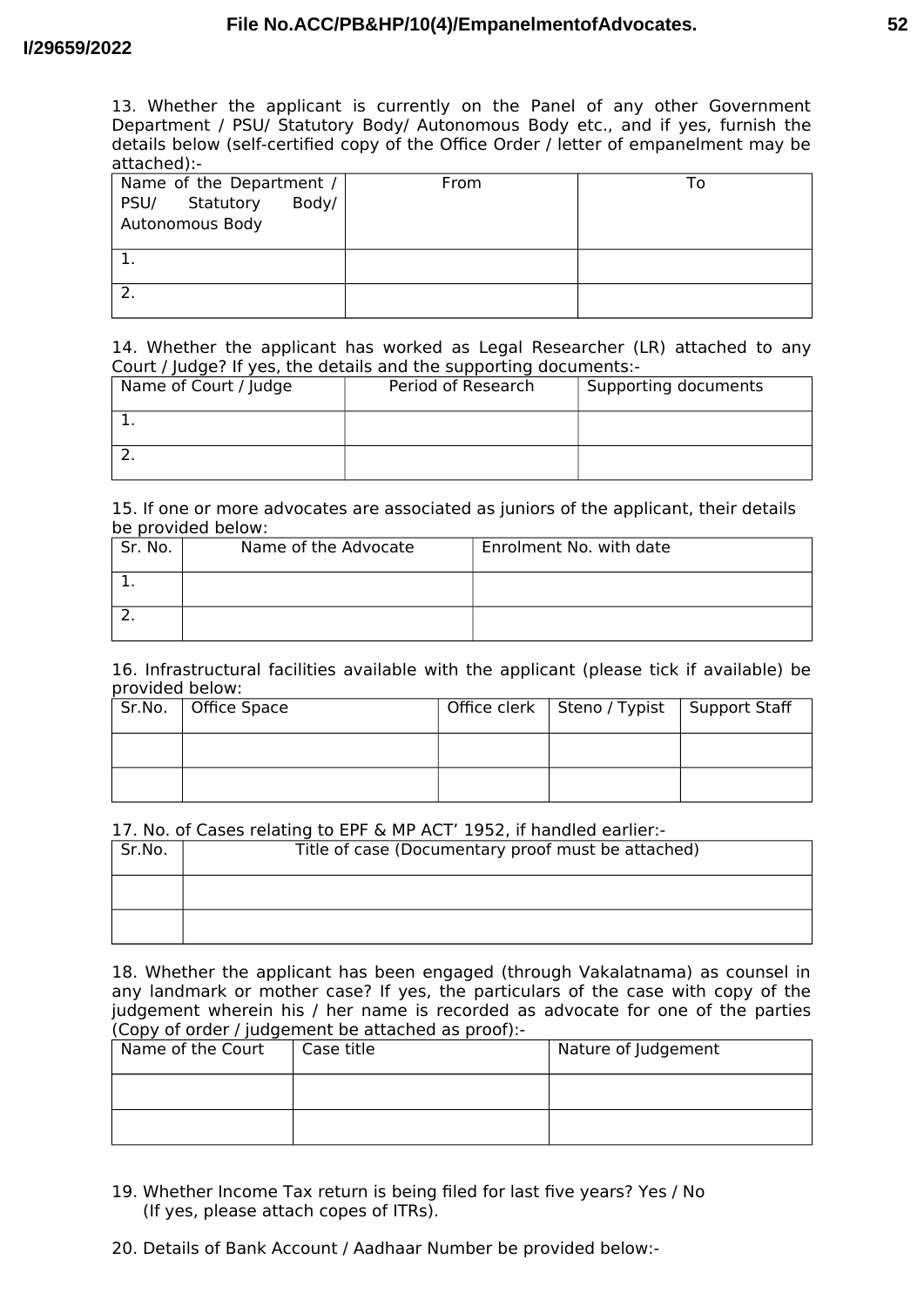13. Whether the applicant is currently on the Panel of any other Government Department / PSU/ Statutory Body/ Autonomous Body etc., and if yes, furnish the details below (self-certified copy of the Office Order / letter of empanelment may be attached):-

| Name of the Department / PSU/ Statutory Body/ Autonomous Body | From | To |
|---|---|---|
| 1. | | |
| 2. | | |

14. Whether the applicant has worked as Legal Researcher (LR) attached to any Court / Judge? If yes, the details and the supporting documents:-

| Name of Court / Judge | Period of Research | Supporting documents |
|---|---|---|
| 1. | | |
| 2. | | |

15. If one or more advocates are associated as juniors of the applicant, their details be provided below:

| Sr. No. | Name of the Advocate | Enrolment No. with date |
|---|---|---|
| 1. | | |
| 2. | | |

16. Infrastructural facilities available with the applicant (please tick if available) be provided below:

| Sr.No. | Office Space | Office clerk | Steno / Typist | Support Staff |
|---|---|---|---|---|
| | | | | |
| | | | | |

17. No. of Cases relating to EPF & MP ACT' 1952, if handled earlier:-

| Sr.No. | Title of case (Documentary proof must be attached) |
|---|---|
| | |
| | |

18. Whether the applicant has been engaged (through Vakalatnama) as counsel in any landmark or mother case? If yes, the particulars of the case with copy of the judgement wherein his / her name is recorded as advocate for one of the parties (Copy of order / judgement be attached as proof):-

| Name of the Court | Case title | Nature of Judgement |
|---|---|---|
| | | |
| | | |

19. Whether Income Tax return is being filed for last five years? Yes / No
(If yes, please attach copes of ITRs).

20. Details of Bank Account / Aadhaar Number be provided below:-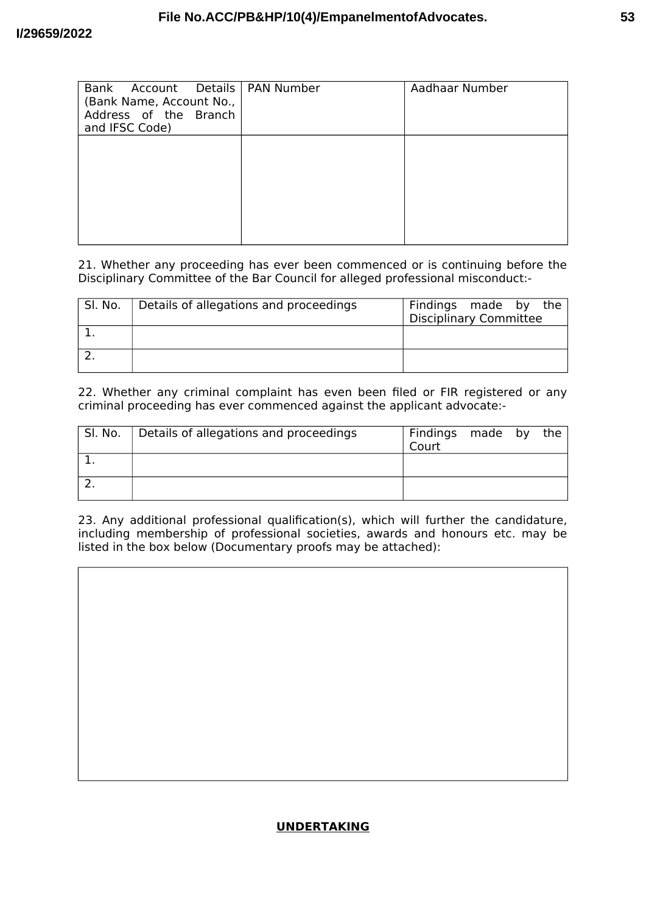| Bank Account Details (Bank Name, Account No., Address of the Branch and IFSC Code) | PAN Number | Aadhaar Number |
|---|---|---|
| | | |

21. Whether any proceeding has ever been commenced or is continuing before the Disciplinary Committee of the Bar Council for alleged professional misconduct:-

| Sl. No. | Details of allegations and proceedings | Findings made by the Disciplinary Committee |
|---|---|---|
| 1. | | |
| 2. | | |

22. Whether any criminal complaint has even been filed or FIR registered or any criminal proceeding has ever commenced against the applicant advocate:-

| Sl. No. | Details of allegations and proceedings | Findings made by the Court |
|---|---|---|
| 1. | | |
| 2. | | |

23. Any additional professional qualification(s), which will further the candidature, including membership of professional societies, awards and honours etc. may be listed in the box below (Documentary proofs may be attached):

| |
|---|
| |

**UNDERTAKING**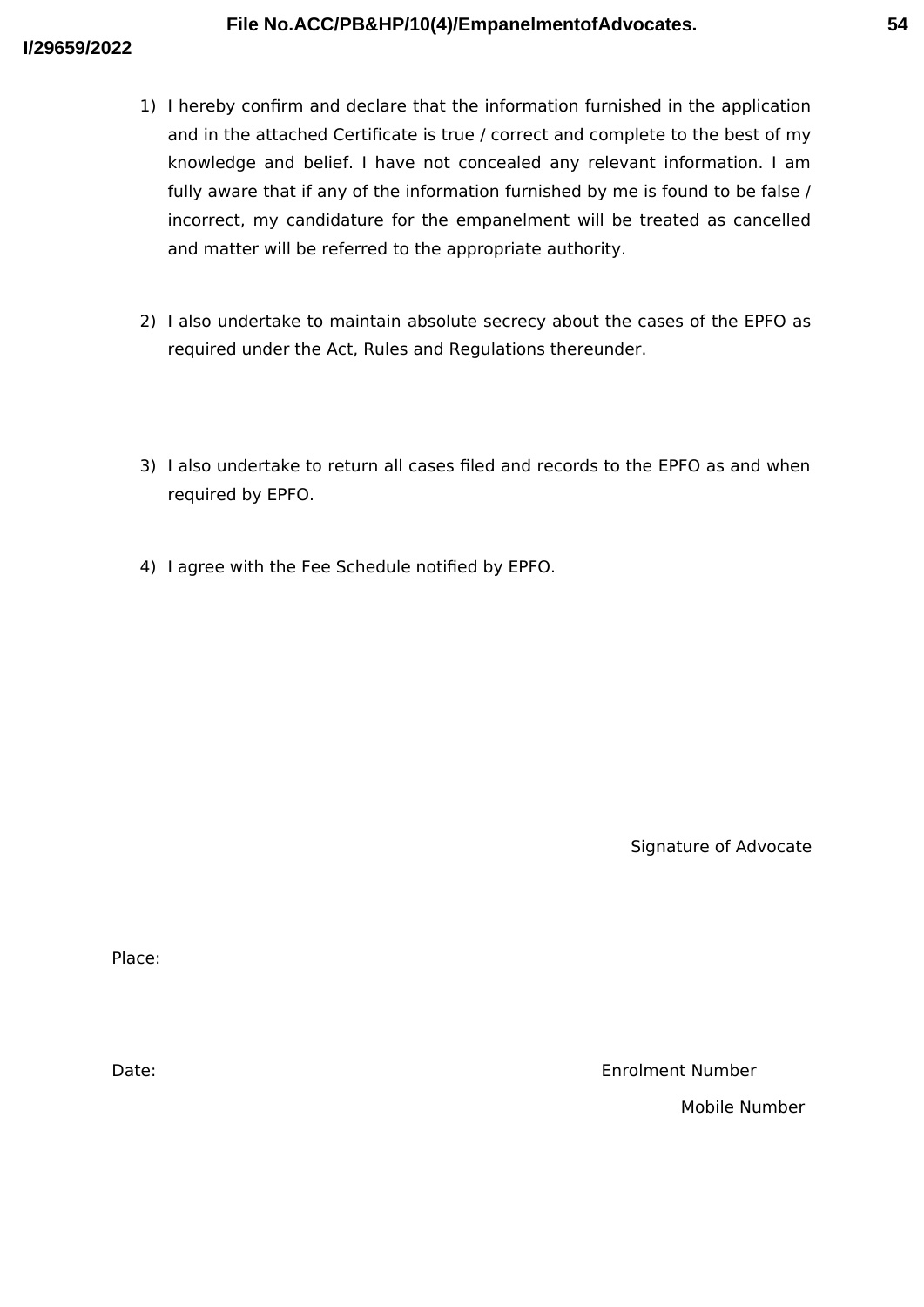1) I hereby confirm and declare that the information furnished in the application and in the attached Certificate is true / correct and complete to the best of my knowledge and belief. I have not concealed any relevant information. I am fully aware that if any of the information furnished by me is found to be false / incorrect, my candidature for the empanelment will be treated as cancelled and matter will be referred to the appropriate authority.

2) I also undertake to maintain absolute secrecy about the cases of the EPFO as required under the Act, Rules and Regulations thereunder.

3) I also undertake to return all cases filed and records to the EPFO as and when required by EPFO.

4) I agree with the Fee Schedule notified by EPFO.

Signature of Advocate

Place:

Date:

Enrolment Number

Mobile Number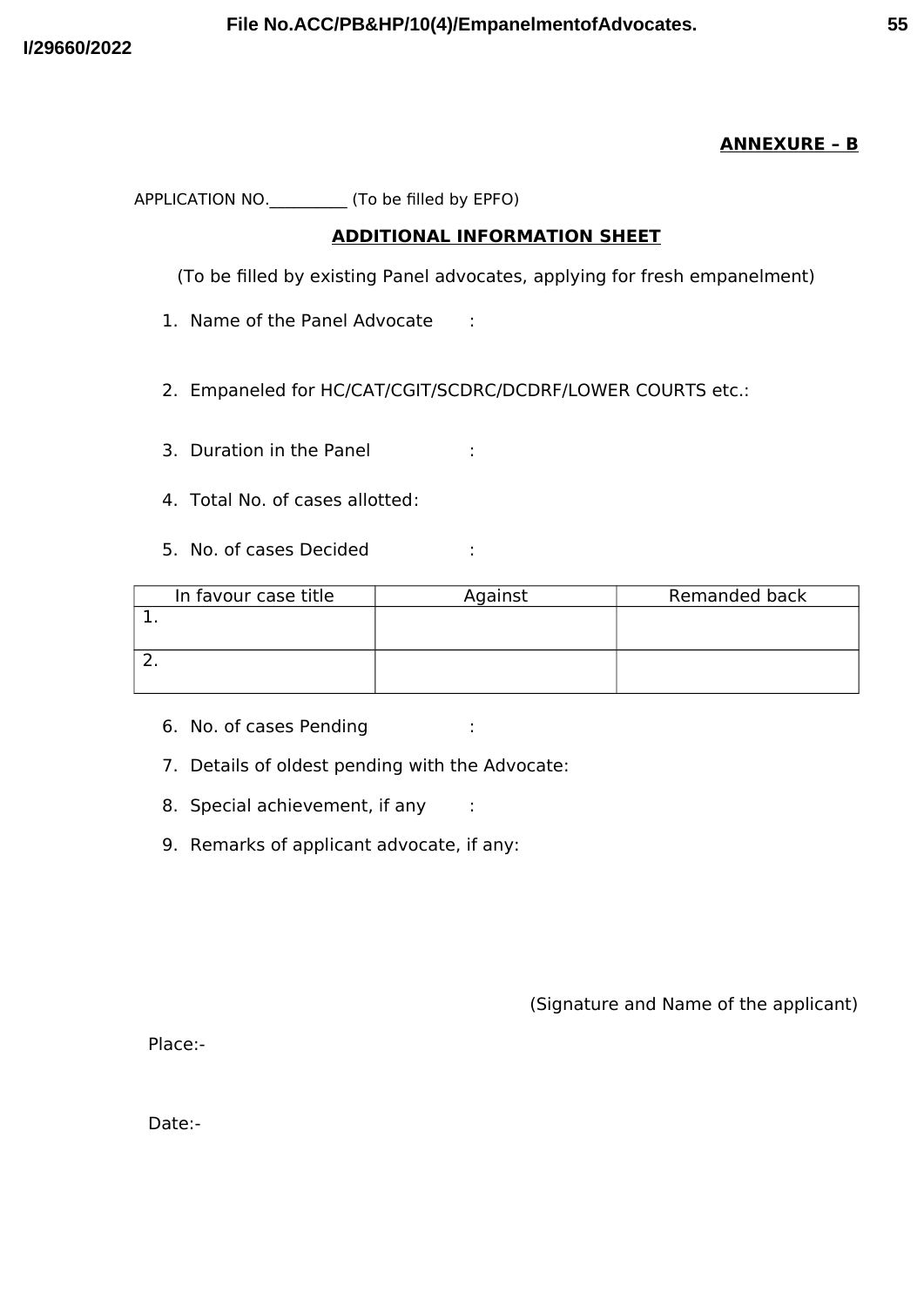**ANNEXURE – B**

APPLICATION NO.__________ (To be filled by EPFO)

**ADDITIONAL INFORMATION SHEET**

(To be filled by existing Panel advocates, applying for fresh empanelment)

1. Name of the Panel Advocate :
2. Empaneled for HC/CAT/CGIT/SCDRC/DCDRF/LOWER COURTS etc.:
3. Duration in the Panel :
4. Total No. of cases allotted:
5. No. of cases Decided :

| In favour case title | Against | Remanded back |
|---|---|---|
| 1. | | |
| 2. | | |

6. No. of cases Pending :
7. Details of oldest pending with the Advocate:
8. Special achievement, if any :
9. Remarks of applicant advocate, if any:

(Signature and Name of the applicant)

Place:-

Date:-